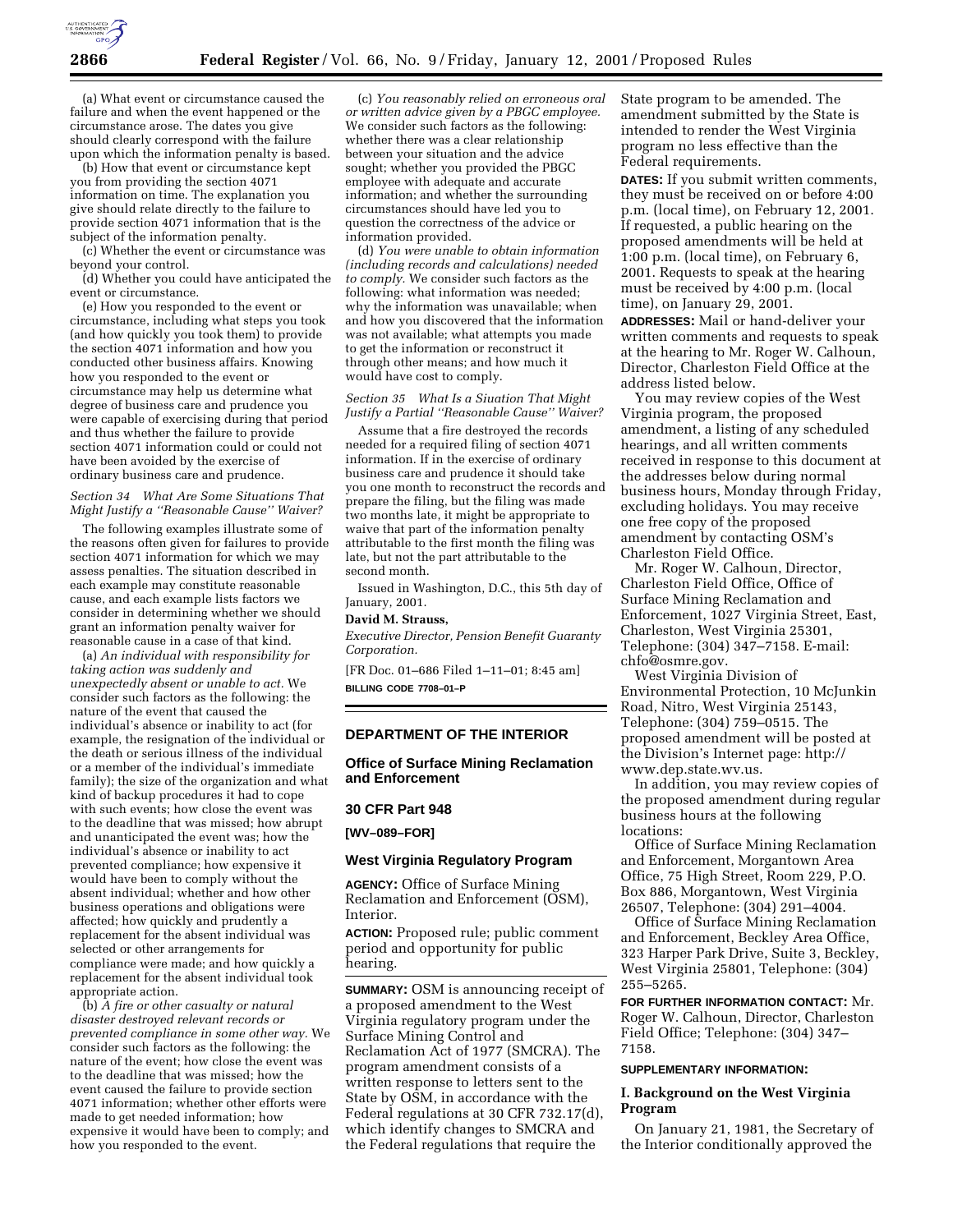(a) What event or circumstance caused the failure and when the event happened or the circumstance arose. The dates you give should clearly correspond with the failure upon which the information penalty is based.

(b) How that event or circumstance kept you from providing the section 4071 information on time. The explanation you give should relate directly to the failure to provide section 4071 information that is the subject of the information penalty.

(c) Whether the event or circumstance was beyond your control.

(d) Whether you could have anticipated the event or circumstance.

(e) How you responded to the event or circumstance, including what steps you took (and how quickly you took them) to provide the section 4071 information and how you conducted other business affairs. Knowing how you responded to the event or circumstance may help us determine what degree of business care and prudence you were capable of exercising during that period and thus whether the failure to provide section 4071 information could or could not have been avoided by the exercise of ordinary business care and prudence.

*Section 34 What Are Some Situations That Might Justify a ''Reasonable Cause'' Waiver?*

The following examples illustrate some of the reasons often given for failures to provide section 4071 information for which we may assess penalties. The situation described in each example may constitute reasonable cause, and each example lists factors we consider in determining whether we should grant an information penalty waiver for reasonable cause in a case of that kind.

(a) *An individual with responsibility for taking action was suddenly and unexpectedly absent or unable to act.* We consider such factors as the following: the nature of the event that caused the individual's absence or inability to act (for example, the resignation of the individual or the death or serious illness of the individual or a member of the individual's immediate family); the size of the organization and what kind of backup procedures it had to cope with such events; how close the event was to the deadline that was missed; how abrupt and unanticipated the event was; how the individual's absence or inability to act prevented compliance; how expensive it would have been to comply without the absent individual; whether and how other business operations and obligations were affected; how quickly and prudently a replacement for the absent individual was selected or other arrangements for compliance were made; and how quickly a replacement for the absent individual took appropriate action.

(b) *A fire or other casualty or natural disaster destroyed relevant records or prevented compliance in some other way.* We consider such factors as the following: the nature of the event; how close the event was to the deadline that was missed; how the event caused the failure to provide section 4071 information; whether other efforts were made to get needed information; how expensive it would have been to comply; and how you responded to the event.

(c) *You reasonably relied on erroneous oral or written advice given by a PBGC employee.* We consider such factors as the following: whether there was a clear relationship between your situation and the advice sought; whether you provided the PBGC employee with adequate and accurate information; and whether the surrounding circumstances should have led you to question the correctness of the advice or information provided.

(d) *You were unable to obtain information (including records and calculations) needed to comply.* We consider such factors as the following: what information was needed; why the information was unavailable; when and how you discovered that the information was not available; what attempts you made to get the information or reconstruct it through other means; and how much it would have cost to comply.

*Section 35 What Is a Siuation That Might Justify a Partial ''Reasonable Cause'' Waiver?*

Assume that a fire destroyed the records needed for a required filing of section 4071 information. If in the exercise of ordinary business care and prudence it should take you one month to reconstruct the records and prepare the filing, but the filing was made two months late, it might be appropriate to waive that part of the information penalty attributable to the first month the filing was late, but not the part attributable to the second month.

Issued in Washington, D.C., this 5th day of January, 2001.

**David M. Strauss,**

*Executive Director, Pension Benefit Guaranty Corporation.*

[FR Doc. 01–686 Filed 1–11–01; 8:45 am]

**BILLING CODE 7708–01–P**

## DEPARTMENT OF THE INTERIOR

### Office of Surface Mining Reclamation and Enforcement

### 30 CFR Part 948

**[WV–089–FOR]**

### West Virginia Regulatory Program

**AGENCY:** Office of Surface Mining Reclamation and Enforcement (OSM), Interior.

**ACTION:** Proposed rule; public comment period and opportunity for public hearing.

**SUMMARY:** OSM is announcing receipt of a proposed amendment to the West Virginia regulatory program under the Surface Mining Control and Reclamation Act of 1977 (SMCRA). The program amendment consists of a written response to letters sent to the State by OSM, in accordance with the Federal regulations at 30 CFR 732.17(d), which identify changes to SMCRA and the Federal regulations that require the State program to be amended. The amendment submitted by the State is intended to render the West Virginia program no less effective than the Federal requirements.

**DATES:** If you submit written comments, they must be received on or before 4:00 p.m. (local time), on February 12, 2001. If requested, a public hearing on the proposed amendments will be held at 1:00 p.m. (local time), on February 6, 2001. Requests to speak at the hearing must be received by 4:00 p.m. (local time), on January 29, 2001.

**ADDRESSES:** Mail or hand-deliver your written comments and requests to speak at the hearing to Mr. Roger W. Calhoun, Director, Charleston Field Office at the address listed below.

You may review copies of the West Virginia program, the proposed amendment, a listing of any scheduled hearings, and all written comments received in response to this document at the addresses below during normal business hours, Monday through Friday, excluding holidays. You may receive one free copy of the proposed amendment by contacting OSM's Charleston Field Office.

Mr. Roger W. Calhoun, Director, Charleston Field Office, Office of Surface Mining Reclamation and Enforcement, 1027 Virginia Street, East, Charleston, West Virginia 25301, Telephone: (304) 347–7158. E-mail: chfo@osmre.gov.

West Virginia Division of Environmental Protection, 10 McJunkin Road, Nitro, West Virginia 25143, Telephone: (304) 759–0515. The proposed amendment will be posted at the Division's Internet page: http://www.dep.state.wv.us.

In addition, you may review copies of the proposed amendment during regular business hours at the following locations:

Office of Surface Mining Reclamation and Enforcement, Morgantown Area Office, 75 High Street, Room 229, P.O. Box 886, Morgantown, West Virginia 26507, Telephone: (304) 291–4004.

Office of Surface Mining Reclamation and Enforcement, Beckley Area Office, 323 Harper Park Drive, Suite 3, Beckley, West Virginia 25801, Telephone: (304) 255–5265.

**FOR FURTHER INFORMATION CONTACT:** Mr. Roger W. Calhoun, Director, Charleston Field Office; Telephone: (304) 347–7158.

**SUPPLEMENTARY INFORMATION:**

### I. Background on the West Virginia Program

On January 21, 1981, the Secretary of the Interior conditionally approved the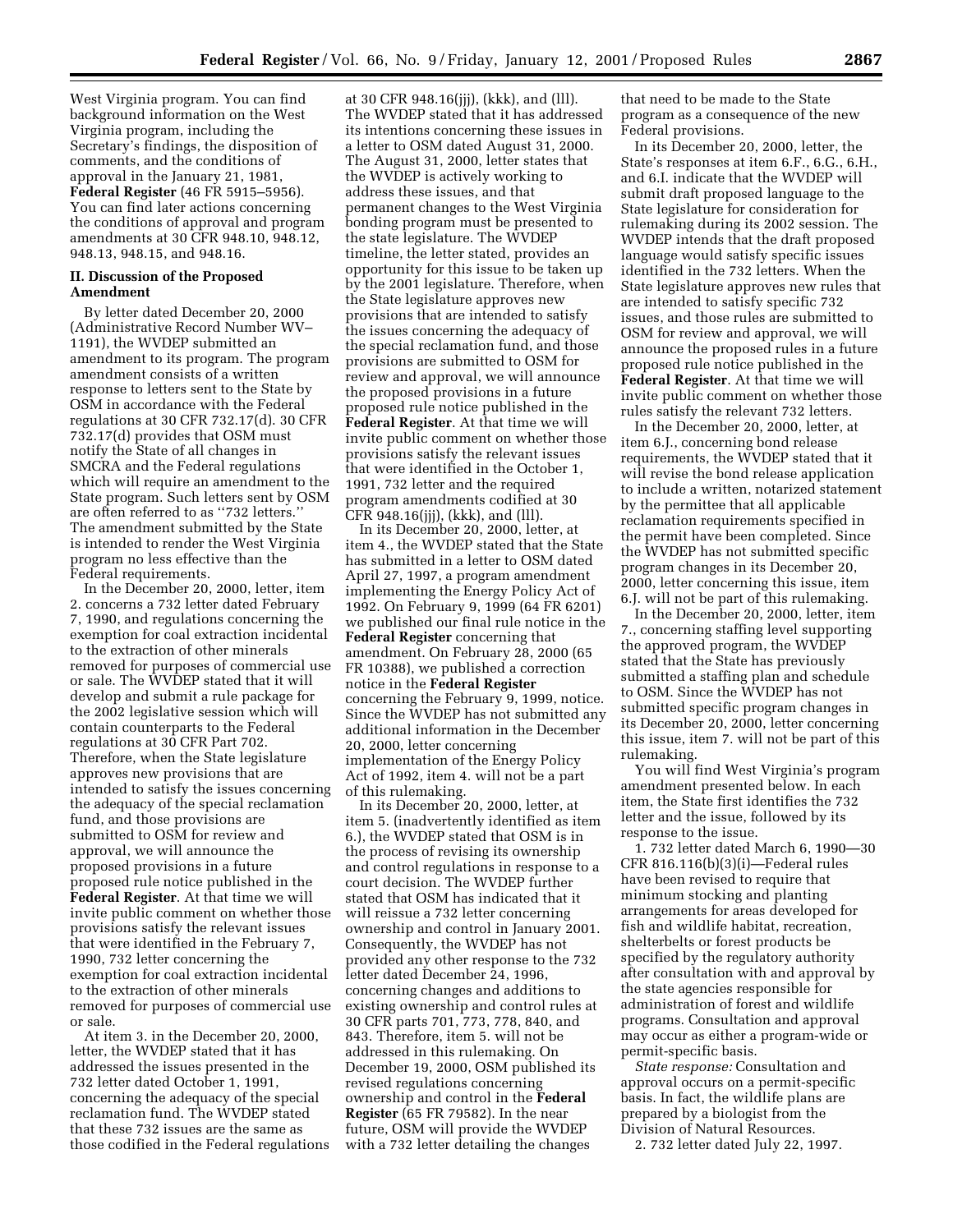West Virginia program. You can find background information on the West Virginia program, including the Secretary's findings, the disposition of comments, and the conditions of approval in the January 21, 1981, **Federal Register** (46 FR 5915–5956). You can find later actions concerning the conditions of approval and program amendments at 30 CFR 948.10, 948.12, 948.13, 948.15, and 948.16.

## II. Discussion of the Proposed Amendment

By letter dated December 20, 2000 (Administrative Record Number WV–1191), the WVDEP submitted an amendment to its program. The program amendment consists of a written response to letters sent to the State by OSM in accordance with the Federal regulations at 30 CFR 732.17(d). 30 CFR 732.17(d) provides that OSM must notify the State of all changes in SMCRA and the Federal regulations which will require an amendment to the State program. Such letters sent by OSM are often referred to as "732 letters." The amendment submitted by the State is intended to render the West Virginia program no less effective than the Federal requirements.

In the December 20, 2000, letter, item 2. concerns a 732 letter dated February 7, 1990, and regulations concerning the exemption for coal extraction incidental to the extraction of other minerals removed for purposes of commercial use or sale. The WVDEP stated that it will develop and submit a rule package for the 2002 legislative session which will contain counterparts to the Federal regulations at 30 CFR Part 702. Therefore, when the State legislature approves new provisions that are intended to satisfy the issues concerning the adequacy of the special reclamation fund, and those provisions are submitted to OSM for review and approval, we will announce the proposed provisions in a future proposed rule notice published in the **Federal Register**. At that time we will invite public comment on whether those provisions satisfy the relevant issues that were identified in the February 7, 1990, 732 letter concerning the exemption for coal extraction incidental to the extraction of other minerals removed for purposes of commercial use or sale.

At item 3. in the December 20, 2000, letter, the WVDEP stated that it has addressed the issues presented in the 732 letter dated October 1, 1991, concerning the adequacy of the special reclamation fund. The WVDEP stated that these 732 issues are the same as those codified in the Federal regulations at 30 CFR 948.16(jjj), (kkk), and (lll). The WVDEP stated that it has addressed its intentions concerning these issues in a letter to OSM dated August 31, 2000. The August 31, 2000, letter states that the WVDEP is actively working to address these issues, and that permanent changes to the West Virginia bonding program must be presented to the state legislature. The WVDEP timeline, the letter stated, provides an opportunity for this issue to be taken up by the 2001 legislature. Therefore, when the State legislature approves new provisions that are intended to satisfy the issues concerning the adequacy of the special reclamation fund, and those provisions are submitted to OSM for review and approval, we will announce the proposed provisions in a future proposed rule notice published in the **Federal Register**. At that time we will invite public comment on whether those provisions satisfy the relevant issues that were identified in the October 1, 1991, 732 letter and the required program amendments codified at 30 CFR 948.16(jjj), (kkk), and (lll).

In its December 20, 2000, letter, at item 4., the WVDEP stated that the State has submitted in a letter to OSM dated April 27, 1997, a program amendment implementing the Energy Policy Act of 1992. On February 9, 1999 (64 FR 6201) we published our final rule notice in the **Federal Register** concerning that amendment. On February 28, 2000 (65 FR 10388), we published a correction notice in the **Federal Register** concerning the February 9, 1999, notice. Since the WVDEP has not submitted any additional information in the December 20, 2000, letter concerning implementation of the Energy Policy Act of 1992, item 4. will not be a part of this rulemaking.

In its December 20, 2000, letter, at item 5. (inadvertently identified as item 6.), the WVDEP stated that OSM is in the process of revising its ownership and control regulations in response to a court decision. The WVDEP further stated that OSM has indicated that it will reissue a 732 letter concerning ownership and control in January 2001. Consequently, the WVDEP has not provided any other response to the 732 letter dated December 24, 1996, concerning changes and additions to existing ownership and control rules at 30 CFR parts 701, 773, 778, 840, and 843. Therefore, item 5. will not be addressed in this rulemaking. On December 19, 2000, OSM published its revised regulations concerning ownership and control in the **Federal Register** (65 FR 79582). In the near future, OSM will provide the WVDEP with a 732 letter detailing the changes that need to be made to the State program as a consequence of the new Federal provisions.

In its December 20, 2000, letter, the State's responses at item 6.F., 6.G., 6.H., and 6.I. indicate that the WVDEP will submit draft proposed language to the State legislature for consideration for rulemaking during its 2002 session. The WVDEP intends that the draft proposed language would satisfy specific issues identified in the 732 letters. When the State legislature approves new rules that are intended to satisfy specific 732 issues, and those rules are submitted to OSM for review and approval, we will announce the proposed rules in a future proposed rule notice published in the **Federal Register**. At that time we will invite public comment on whether those rules satisfy the relevant 732 letters.

In the December 20, 2000, letter, at item 6.J., concerning bond release requirements, the WVDEP stated that it will revise the bond release application to include a written, notarized statement by the permittee that all applicable reclamation requirements specified in the permit have been completed. Since the WVDEP has not submitted specific program changes in its December 20, 2000, letter concerning this issue, item 6.J. will not be part of this rulemaking.

In the December 20, 2000, letter, item 7., concerning staffing level supporting the approved program, the WVDEP stated that the State has previously submitted a staffing plan and schedule to OSM. Since the WVDEP has not submitted specific program changes in its December 20, 2000, letter concerning this issue, item 7. will not be part of this rulemaking.

You will find West Virginia's program amendment presented below. In each item, the State first identifies the 732 letter and the issue, followed by its response to the issue.

1. 732 letter dated March 6, 1990—30 CFR 816.116(b)(3)(i)—Federal rules have been revised to require that minimum stocking and planting arrangements for areas developed for fish and wildlife habitat, recreation, shelterbelts or forest products be specified by the regulatory authority after consultation with and approval by the state agencies responsible for administration of forest and wildlife programs. Consultation and approval may occur as either a program-wide or permit-specific basis.

*State response:* Consultation and approval occurs on a permit-specific basis. In fact, the wildlife plans are prepared by a biologist from the Division of Natural Resources.

2. 732 letter dated July 22, 1997.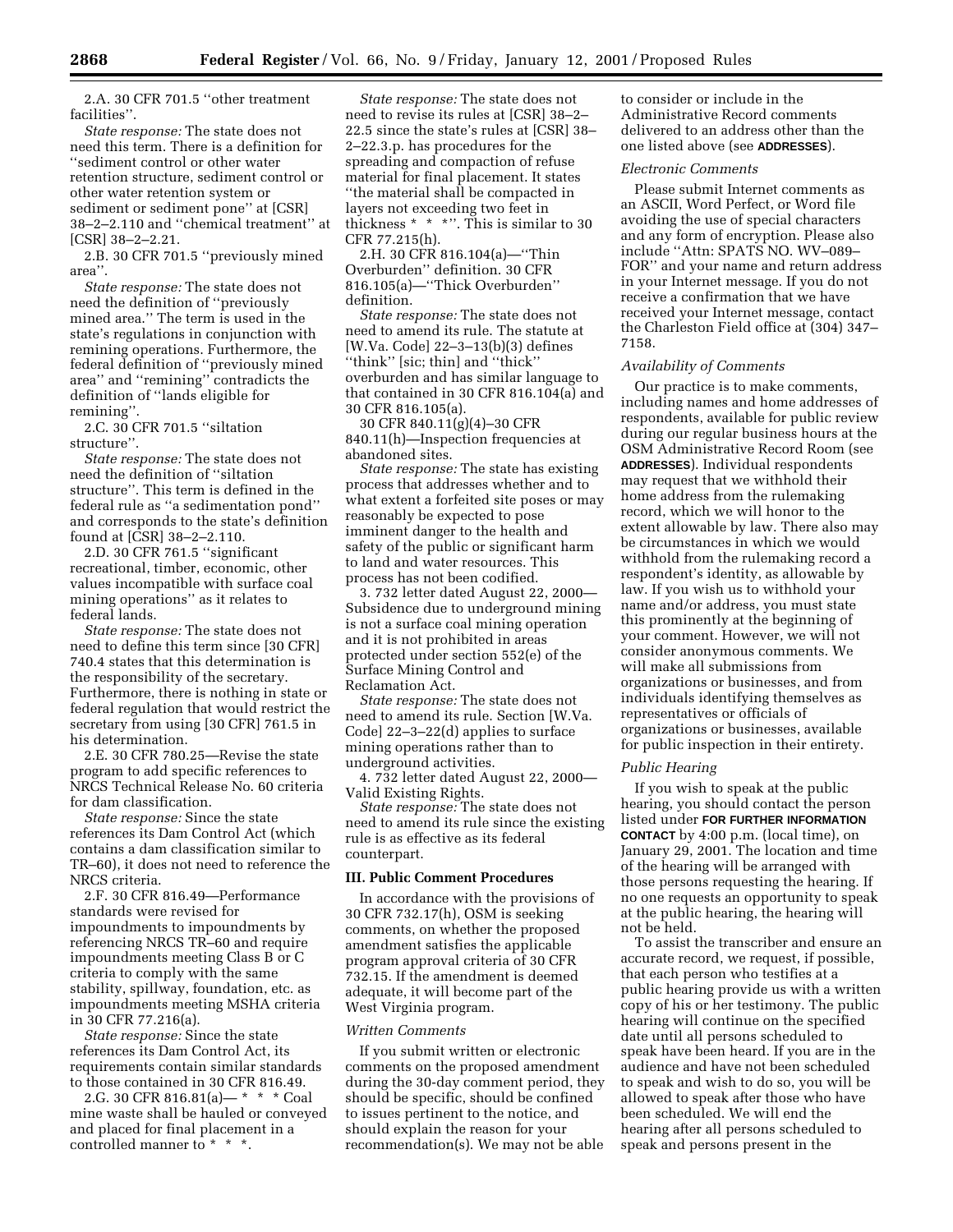2.A. 30 CFR 701.5 ''other treatment facilities''.

*State response:* The state does not need this term. There is a definition for ''sediment control or other water retention structure, sediment control or other water retention system or sediment or sediment pone'' at [CSR] 38–2–2.110 and ''chemical treatment'' at [CSR] 38–2–2.21.

2.B. 30 CFR 701.5 ''previously mined area''.

*State response:* The state does not need the definition of ''previously mined area.'' The term is used in the state's regulations in conjunction with remining operations. Furthermore, the federal definition of ''previously mined area'' and ''remining'' contradicts the definition of ''lands eligible for remining''.

2.C. 30 CFR 701.5 ''siltation structure''.

*State response:* The state does not need the definition of ''siltation structure''. This term is defined in the federal rule as ''a sedimentation pond'' and corresponds to the state's definition found at [CSR] 38–2–2.110.

2.D. 30 CFR 761.5 ''significant recreational, timber, economic, other values incompatible with surface coal mining operations'' as it relates to federal lands.

*State response:* The state does not need to define this term since [30 CFR] 740.4 states that this determination is the responsibility of the secretary. Furthermore, there is nothing in state or federal regulation that would restrict the secretary from using [30 CFR] 761.5 in his determination.

2.E. 30 CFR 780.25—Revise the state program to add specific references to NRCS Technical Release No. 60 criteria for dam classification.

*State response:* Since the state references its Dam Control Act (which contains a dam classification similar to TR–60), it does not need to reference the NRCS criteria.

2.F. 30 CFR 816.49—Performance standards were revised for impoundments to impoundments by referencing NRCS TR–60 and require impoundments meeting Class B or C criteria to comply with the same stability, spillway, foundation, etc. as impoundments meeting MSHA criteria in 30 CFR 77.216(a).

*State response:* Since the state references its Dam Control Act, its requirements contain similar standards to those contained in 30 CFR 816.49.

2.G. 30 CFR 816.81(a)— * * * Coal mine waste shall be hauled or conveyed and placed for final placement in a controlled manner to * * *.

*State response:* The state does not need to revise its rules at [CSR] 38–2–22.5 since the state's rules at [CSR] 38–2–22.3.p. has procedures for the spreading and compaction of refuse material for final placement. It states ''the material shall be compacted in layers not exceeding two feet in thickness * * *''. This is similar to 30 CFR 77.215(h).

2.H. 30 CFR 816.104(a)—''Thin Overburden'' definition. 30 CFR 816.105(a)—''Thick Overburden'' definition.

*State response:* The state does not need to amend its rule. The statute at [W.Va. Code] 22–3–13(b)(3) defines ''think'' [sic; thin] and ''thick'' overburden and has similar language to that contained in 30 CFR 816.104(a) and 30 CFR 816.105(a).

30 CFR 840.11(g)(4)–30 CFR 840.11(h)—Inspection frequencies at abandoned sites.

*State response:* The state has existing process that addresses whether and to what extent a forfeited site poses or may reasonably be expected to pose imminent danger to the health and safety of the public or significant harm to land and water resources. This process has not been codified.

3. 732 letter dated August 22, 2000—Subsidence due to underground mining is not a surface coal mining operation and it is not prohibited in areas protected under section 552(e) of the Surface Mining Control and Reclamation Act.

*State response:* The state does not need to amend its rule. Section [W.Va. Code] 22–3–22(d) applies to surface mining operations rather than to underground activities.

4. 732 letter dated August 22, 2000—Valid Existing Rights.

*State response:* The state does not need to amend its rule since the existing rule is as effective as its federal counterpart.

## III. Public Comment Procedures

In accordance with the provisions of 30 CFR 732.17(h), OSM is seeking comments, on whether the proposed amendment satisfies the applicable program approval criteria of 30 CFR 732.15. If the amendment is deemed adequate, it will become part of the West Virginia program.

### *Written Comments*

If you submit written or electronic comments on the proposed amendment during the 30-day comment period, they should be specific, should be confined to issues pertinent to the notice, and should explain the reason for your recommendation(s). We may not be able to consider or include in the Administrative Record comments delivered to an address other than the one listed above (see **ADDRESSES**).

### *Electronic Comments*

Please submit Internet comments as an ASCII, Word Perfect, or Word file avoiding the use of special characters and any form of encryption. Please also include ''Attn: SPATS NO. WV–089–FOR'' and your name and return address in your Internet message. If you do not receive a confirmation that we have received your Internet message, contact the Charleston Field office at (304) 347–7158.

### *Availability of Comments*

Our practice is to make comments, including names and home addresses of respondents, available for public review during our regular business hours at the OSM Administrative Record Room (see **ADDRESSES**). Individual respondents may request that we withhold their home address from the rulemaking record, which we will honor to the extent allowable by law. There also may be circumstances in which we would withhold from the rulemaking record a respondent's identity, as allowable by law. If you wish us to withhold your name and/or address, you must state this prominently at the beginning of your comment. However, we will not consider anonymous comments. We will make all submissions from organizations or businesses, and from individuals identifying themselves as representatives or officials of organizations or businesses, available for public inspection in their entirety.

### *Public Hearing*

If you wish to speak at the public hearing, you should contact the person listed under **FOR FURTHER INFORMATION CONTACT** by 4:00 p.m. (local time), on January 29, 2001. The location and time of the hearing will be arranged with those persons requesting the hearing. If no one requests an opportunity to speak at the public hearing, the hearing will not be held.

To assist the transcriber and ensure an accurate record, we request, if possible, that each person who testifies at a public hearing provide us with a written copy of his or her testimony. The public hearing will continue on the specified date until all persons scheduled to speak have been heard. If you are in the audience and have not been scheduled to speak and wish to do so, you will be allowed to speak after those who have been scheduled. We will end the hearing after all persons scheduled to speak and persons present in the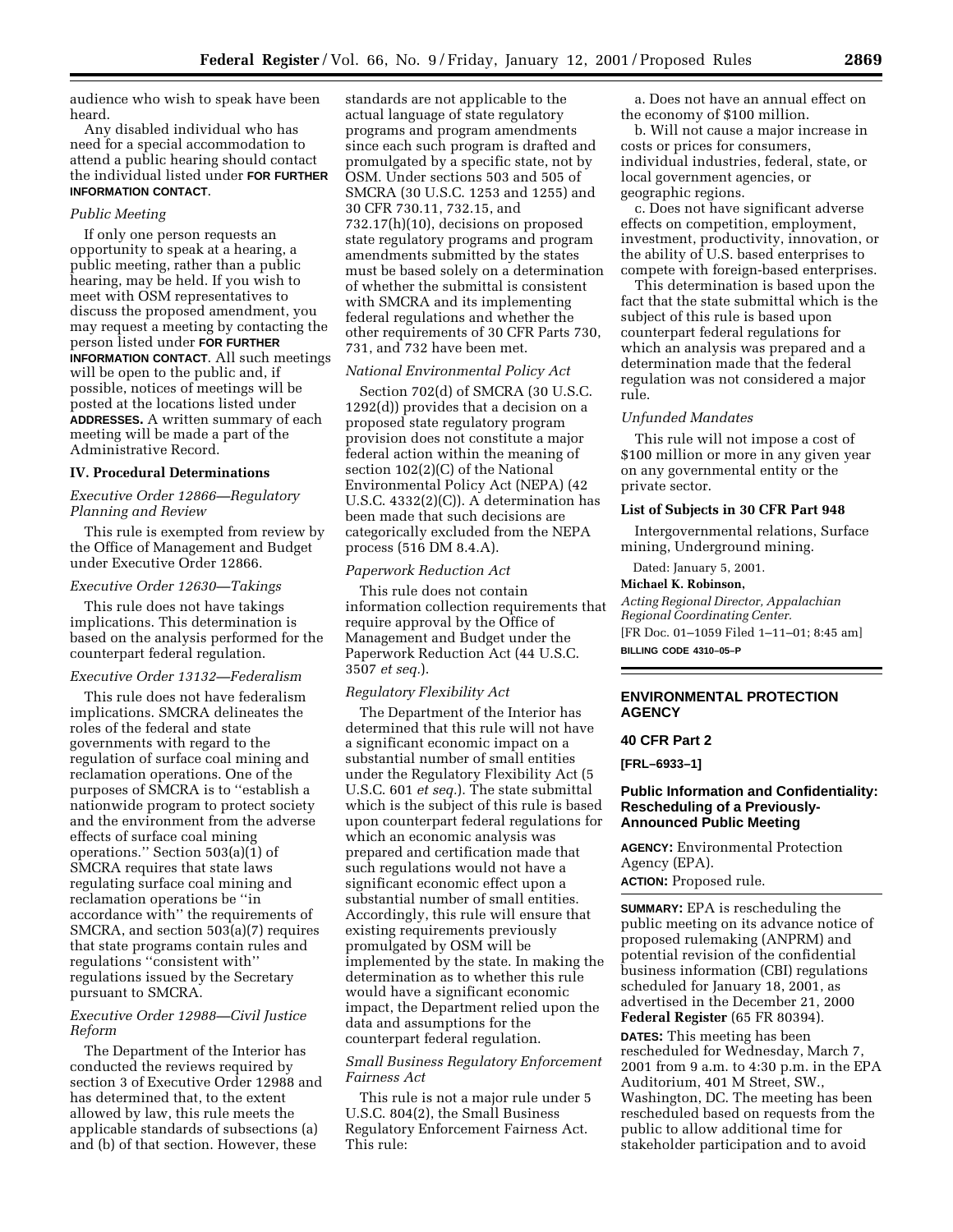audience who wish to speak have been heard.

Any disabled individual who has need for a special accommodation to attend a public hearing should contact the individual listed under **FOR FURTHER INFORMATION CONTACT**.

*Public Meeting*

If only one person requests an opportunity to speak at a hearing, a public meeting, rather than a public hearing, may be held. If you wish to meet with OSM representatives to discuss the proposed amendment, you may request a meeting by contacting the person listed under **FOR FURTHER INFORMATION CONTACT**. All such meetings will be open to the public and, if possible, notices of meetings will be posted at the locations listed under **ADDRESSES**. A written summary of each meeting will be made a part of the Administrative Record.

**IV. Procedural Determinations**

*Executive Order 12866—Regulatory Planning and Review*

This rule is exempted from review by the Office of Management and Budget under Executive Order 12866.

*Executive Order 12630—Takings*

This rule does not have takings implications. This determination is based on the analysis performed for the counterpart federal regulation.

*Executive Order 13132—Federalism*

This rule does not have federalism implications. SMCRA delineates the roles of the federal and state governments with regard to the regulation of surface coal mining and reclamation operations. One of the purposes of SMCRA is to ''establish a nationwide program to protect society and the environment from the adverse effects of surface coal mining operations.'' Section 503(a)(1) of SMCRA requires that state laws regulating surface coal mining and reclamation operations be ''in accordance with'' the requirements of SMCRA, and section 503(a)(7) requires that state programs contain rules and regulations ''consistent with'' regulations issued by the Secretary pursuant to SMCRA.

*Executive Order 12988—Civil Justice Reform*

The Department of the Interior has conducted the reviews required by section 3 of Executive Order 12988 and has determined that, to the extent allowed by law, this rule meets the applicable standards of subsections (a) and (b) of that section. However, these standards are not applicable to the actual language of state regulatory programs and program amendments since each such program is drafted and promulgated by a specific state, not by OSM. Under sections 503 and 505 of SMCRA (30 U.S.C. 1253 and 1255) and 30 CFR 730.11, 732.15, and 732.17(h)(10), decisions on proposed state regulatory programs and program amendments submitted by the states must be based solely on a determination of whether the submittal is consistent with SMCRA and its implementing federal regulations and whether the other requirements of 30 CFR Parts 730, 731, and 732 have been met.

*National Environmental Policy Act*

Section 702(d) of SMCRA (30 U.S.C. 1292(d)) provides that a decision on a proposed state regulatory program provision does not constitute a major federal action within the meaning of section 102(2)(C) of the National Environmental Policy Act (NEPA) (42 U.S.C. 4332(2)(C)). A determination has been made that such decisions are categorically excluded from the NEPA process (516 DM 8.4.A).

*Paperwork Reduction Act*

This rule does not contain information collection requirements that require approval by the Office of Management and Budget under the Paperwork Reduction Act (44 U.S.C. 3507 *et seq.*).

*Regulatory Flexibility Act*

The Department of the Interior has determined that this rule will not have a significant economic impact on a substantial number of small entities under the Regulatory Flexibility Act (5 U.S.C. 601 *et seq.*). The state submittal which is the subject of this rule is based upon counterpart federal regulations for which an economic analysis was prepared and certification made that such regulations would not have a significant economic effect upon a substantial number of small entities. Accordingly, this rule will ensure that existing requirements previously promulgated by OSM will be implemented by the state. In making the determination as to whether this rule would have a significant economic impact, the Department relied upon the data and assumptions for the counterpart federal regulation.

*Small Business Regulatory Enforcement Fairness Act*

This rule is not a major rule under 5 U.S.C. 804(2), the Small Business Regulatory Enforcement Fairness Act. This rule:

a. Does not have an annual effect on the economy of $100 million.

b. Will not cause a major increase in costs or prices for consumers, individual industries, federal, state, or local government agencies, or geographic regions.

c. Does not have significant adverse effects on competition, employment, investment, productivity, innovation, or the ability of U.S. based enterprises to compete with foreign-based enterprises.

This determination is based upon the fact that the state submittal which is the subject of this rule is based upon counterpart federal regulations for which an analysis was prepared and a determination made that the federal regulation was not considered a major rule.

*Unfunded Mandates*

This rule will not impose a cost of $100 million or more in any given year on any governmental entity or the private sector.

**List of Subjects in 30 CFR Part 948**

Intergovernmental relations, Surface mining, Underground mining.

Dated: January 5, 2001.

**Michael K. Robinson,**

*Acting Regional Director, Appalachian Regional Coordinating Center.*

[FR Doc. 01–1059 Filed 1–11–01; 8:45 am]

**BILLING CODE 4310–05–P**

---

## ENVIRONMENTAL PROTECTION AGENCY

### 40 CFR Part 2

**[FRL–6933–1]**

### Public Information and Confidentiality: Rescheduling of a Previously-Announced Public Meeting

**AGENCY:** Environmental Protection Agency (EPA).

**ACTION:** Proposed rule.

**SUMMARY:** EPA is rescheduling the public meeting on its advance notice of proposed rulemaking (ANPRM) and potential revision of the confidential business information (CBI) regulations scheduled for January 18, 2001, as advertised in the December 21, 2000 **Federal Register** (65 FR 80394).

**DATES:** This meeting has been rescheduled for Wednesday, March 7, 2001 from 9 a.m. to 4:30 p.m. in the EPA Auditorium, 401 M Street, SW., Washington, DC. The meeting has been rescheduled based on requests from the public to allow additional time for stakeholder participation and to avoid